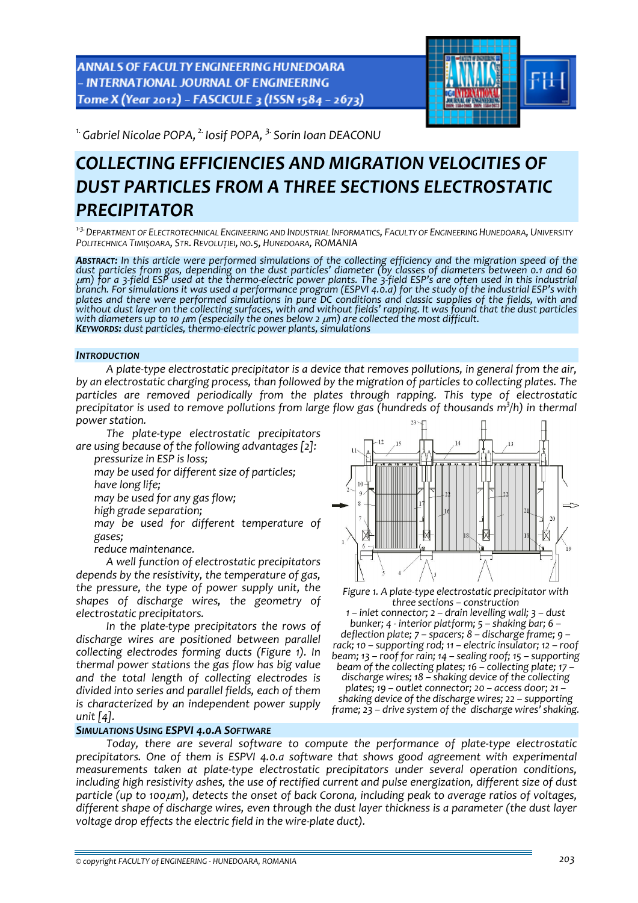[1.] Gabriel Nicolae POPA, [2.] Iosif POPA, [3.] Sorin Ioan DEACONU

# COLLECTING EFFICIENCIES AND MIGRATION VELOCITIES OF DUST PARTICLES FROM A THREE SECTIONS ELECTROSTATIC PRECIPITATOR

[1-3.] DEPARTMENT OF ELECTROTECHNICAL ENGINEERING AND INDUSTRIAL INFORMATICS, FACULTY OF ENGINEERING HUNEDOARA, UNIVERSITY POLITECHNICA TIMIȘOARA, STR. REVOLUȚIEI, NO.5, HUNEDOARA, ROMANIA

***ABSTRACT:*** *In this article were performed simulations of the collecting efficiency and the migration speed of the dust particles from gas, depending on the dust particles' diameter (by classes of diameters between 0.1 and 60 μm) for a 3-field ESP used at the thermo-electric power plants. The 3-field ESP's are often used in this industrial branch. For simulations it was used a performance program (ESPVI 4.0.a) for the study of the industrial ESP's with plates and there were performed simulations in pure DC conditions and classic supplies of the fields, with and without dust layer on the collecting surfaces, with and without fields' rapping. It was found that the dust particles with diameters up to 10 μm (especially the ones below 2 μm) are collected the most difficult.*
***KEYWORDS:*** *dust particles, thermo-electric power plants, simulations*

## INTRODUCTION

*A plate-type electrostatic precipitator is a device that removes pollutions, in general from the air, by an electrostatic charging process, than followed by the migration of particles to collecting plates. The particles are removed periodically from the plates through rapping. This type of electrostatic precipitator is used to remove pollutions from large flow gas (hundreds of thousands $m^3/h$) in thermal power station.*

*The plate-type electrostatic precipitators are using because of the following advantages [2]:*

- *pressurize in ESP is loss;*
- *may be used for different size of particles;*
- *have long life;*
- *may be used for any gas flow;*
- *high grade separation;*
- *may be used for different temperature of gases;*
- *reduce maintenance.*

*A well function of electrostatic precipitators depends by the resistivity, the temperature of gas, the pressure, the type of power supply unit, the shapes of discharge wires, the geometry of electrostatic precipitators.*

*In the plate-type precipitators the rows of discharge wires are positioned between parallel collecting electrodes forming ducts (Figure 1). In thermal power stations the gas flow has big value and the total length of collecting electrodes is divided into series and parallel fields, each of them is characterized by an independent power supply unit [4].*

*Figure 1. A plate-type electrostatic precipitator with three sections – construction*
*1 – inlet connector; 2 – drain levelling wall; 3 – dust bunker; 4 - interior platform; 5 – shaking bar; 6 – deflection plate; 7 – spacers; 8 – discharge frame; 9 – rack; 10 – supporting rod; 11 – electric insulator; 12 – roof beam; 13 – roof for rain; 14 – sealing roof; 15 – supporting beam of the collecting plates; 16 – collecting plate; 17 – discharge wires; 18 – shaking device of the collecting plates; 19 – outlet connector; 20 – access door; 21 – shaking device of the discharge wires; 22 – supporting frame; 23 – drive system of the discharge wires' shaking.*

## SIMULATIONS USING ESPVI 4.0.A SOFTWARE

*Today, there are several software to compute the performance of plate-type electrostatic precipitators. One of them is ESPVI 4.0.a software that shows good agreement with experimental measurements taken at plate-type electrostatic precipitators under several operation conditions, including high resistivity ashes, the use of rectified current and pulse energization, different size of dust particle (up to 100μm), detects the onset of back Corona, including peak to average ratios of voltages, different shape of discharge wires, even through the dust layer thickness is a parameter (the dust layer voltage drop effects the electric field in the wire-plate duct).*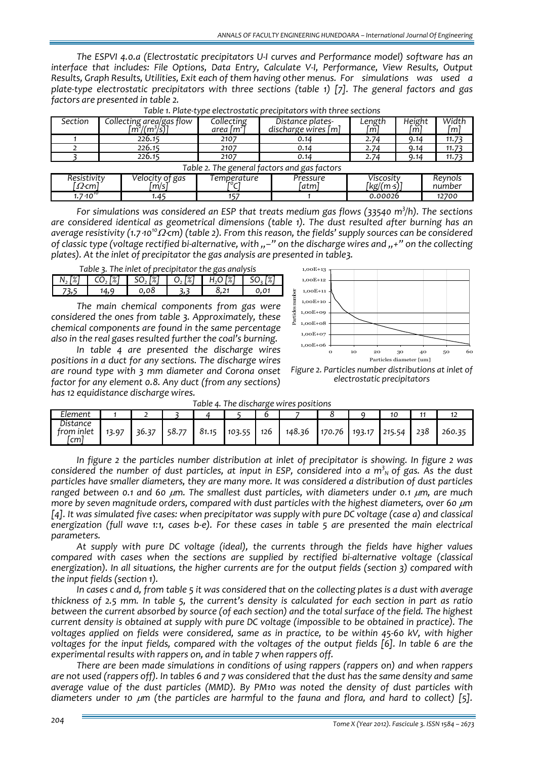*The ESPVI 4.0.a (Electrostatic precipitators U-I curves and Performance model) software has an interface that includes: File Options, Data Entry, Calculate V-I, Performance, View Results, Output Results, Graph Results, Utilities, Exit each of them having other menus. For simulations was used a plate-type electrostatic precipitators with three sections (table 1) [7]. The general factors and gas factors are presented in table 2.*

*Table 1. Plate-type electrostatic precipitators with three sections*

| Section | Collecting area/gas flow $[m^2/(m^3/s)]$ | Collecting area $[m^2]$ | Distance plates-discharge wires [m] | Length [m] | Height [m] | Width [m] |
|---|---|---|---|---|---|---|
| 1 | 226.15 | 2107 | 0.14 | 2.74 | 9.14 | 11.73 |
| 2 | 226.15 | 2107 | 0.14 | 2.74 | 9.14 | 11.73 |
| 3 | 226.15 | 2107 | 0.14 | 2.74 | 9.14 | 11.73 |

*Table 2. The general factors and gas factors*

| Resistivity $[\Omega \cdot cm]$ | Velocity of gas [m/s] | Temperature $[^0C]$ | Pressure [atm] | Viscosity $[kg/(m \cdot s)]$ | Reynols number |
|---|---|---|---|---|---|
| $1.7 \cdot 10^{10}$ | 1.45 | 157 | 1 | 0.00026 | 12700 |

*For simulations was considered an ESP that treats medium gas flows (33540 $m^3/h$). The sections are considered identical as geometrical dimensions (table 1). The dust resulted after burning has an average resistivity ($1.7 \cdot 10^{10} \Omega \cdot cm$) (table 2). From this reason, the fields' supply sources can be considered of classic type (voltage rectified bi-alternative, with „–" on the discharge wires and „+" on the collecting plates). At the inlet of precipitator the gas analysis are presented in table3.*

*Table 3. The inlet of precipitator the gas analysis*

| $N_2$ [%] | $CO_2$ [%] | $SO_2$ [%] | $O_2$ [%] | $H_2O$ [%] | $SO_3$ [%] |
|---|---|---|---|---|---|
| 73,5 | 14,9 | 0,08 | 3,3 | 8,21 | 0,01 |

*The main chemical components from gas were considered the ones from table 3. Approximately, these chemical components are found in the same percentage also in the real gases resulted further the coal's burning.*

*In table 4 are presented the discharge wires positions in a duct for any sections. The discharge wires are round type with 3 mm diameter and Corona onset factor for any element 0.8. Any duct (from any sections) has 12 equidistance discharge wires.*

*Figure 2. Particles number distributions at inlet of electrostatic precipitators*

*Table 4. The discharge wires positions*

| Element | 1 | 2 | 3 | 4 | 5 | 6 | 7 | 8 | 9 | 10 | 11 | 12 |
|---|---|---|---|---|---|---|---|---|---|---|---|---|
| Distance from inlet [cm] | 13.97 | 36.37 | 58.77 | 81.15 | 103.55 | 126 | 148.36 | 170.76 | 193.17 | 215.54 | 238 | 260.35 |

*In figure 2 the particles number distribution at inlet of precipitator is showing. In figure 2 was considered the number of dust particles, at input in ESP, considered into a $m^3_N$ of gas. As the dust particles have smaller diameters, they are many more. It was considered a distribution of dust particles ranged between 0.1 and 60 $\mu$m. The smallest dust particles, with diameters under 0.1 $\mu$m, are much more by seven magnitude orders, compared with dust particles with the highest diameters, over 60 $\mu$m [4]. It was simulated five cases: when precipitator was supply with pure DC voltage (case a) and classical energization (full wave 1:1, cases b-e). For these cases in table 5 are presented the main electrical parameters.*

*At supply with pure DC voltage (ideal), the currents through the fields have higher values compared with cases when the sections are supplied by rectified bi-alternative voltage (classical energization). In all situations, the higher currents are for the output fields (section 3) compared with the input fields (section 1).*

*In cases c and d, from table 5 it was considered that on the collecting plates is a dust with average thickness of 2.5 mm. In table 5, the current's density is calculated for each section in part as ratio between the current absorbed by source (of each section) and the total surface of the field. The highest current density is obtained at supply with pure DC voltage (impossible to be obtained in practice). The voltages applied on fields were considered, same as in practice, to be within 45-60 kV, with higher voltages for the input fields, compared with the voltages of the output fields [6]. In table 6 are the experimental results with rappers on, and in table 7 when rappers off.*

*There are been made simulations in conditions of using rappers (rappers on) and when rappers are not used (rappers off). In tables 6 and 7 was considered that the dust has the same density and same average value of the dust particles (MMD). By PM10 was noted the density of dust particles with diameters under 10 $\mu$m (the particles are harmful to the fauna and flora, and hard to collect) [5].*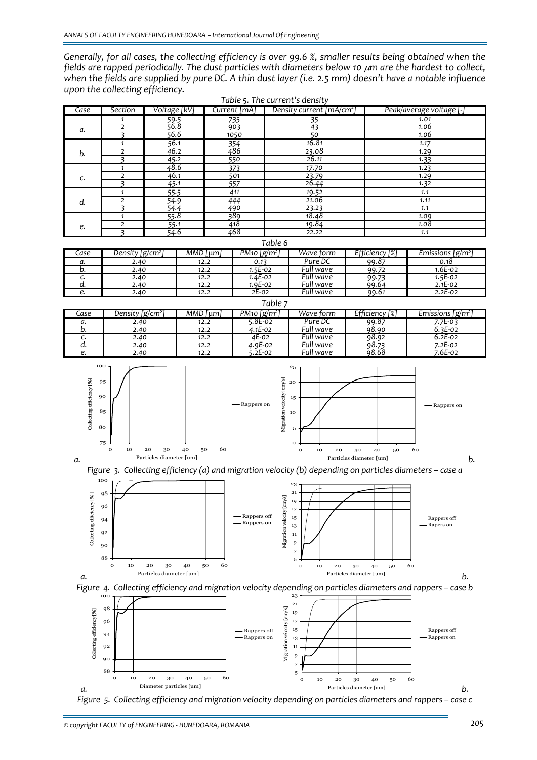*Generally, for all cases, the collecting efficiency is over 99.6 %, smaller results being obtained when the fields are rapped periodically. The dust particles with diameters below 10 μm are the hardest to collect, when the fields are supplied by pure DC. A thin dust layer (i.e. 2.5 mm) doesn't have a notable influence upon the collecting efficiency.*

*Table 5. The current's density*

| Case | Section | Voltage [kV] | Current [mA] | Density current [mA/cm$^2$] | Peak/average voltage [-] |
|---|---|---|---|---|---|
| a. | 1 | 59.5 | 735 | 35 | 1.01 |
| | 2 | 56.8 | 903 | 43 | 1.06 |
| | 3 | 56.6 | 1050 | 50 | 1.06 |
| b. | 1 | 56.1 | 354 | 16.81 | 1.17 |
| | 2 | 46.2 | 486 | 23.08 | 1.29 |
| | 3 | 45.2 | 550 | 26.11 | 1.33 |
| c. | 1 | 48.6 | 373 | 17.70 | 1.23 |
| | 2 | 46.1 | 501 | 23.79 | 1.29 |
| | 3 | 45.1 | 557 | 26.44 | 1.32 |
| d. | 1 | 55.5 | 411 | 19.52 | 1.1 |
| | 2 | 54.9 | 444 | 21.06 | 1.11 |
| | 3 | 54.4 | 490 | 23.23 | 1.1 |
| e. | 1 | 55.8 | 389 | 18.48 | 1.09 |
| | 2 | 55.1 | 418 | 19.84 | 1.08 |
| | 3 | 54.6 | 468 | 22.22 | 1.1 |

*Table 6*

| Case | Density [g/cm$^3$] | MMD [μm] | PM10 [g/m$^3$] | Wave form | Efficiency [%] | Emissions [g/m$^3$] |
|---|---|---|---|---|---|---|
| a. | 2.40 | 12.2 | 0.13 | Pure DC | 99.87 | 0.18 |
| b. | 2.40 | 12.2 | 1.5E-02 | Full wave | 99.72 | 1.6E-02 |
| c. | 2.40 | 12.2 | 1.4E-02 | Full wave | 99.73 | 1.5E-02 |
| d. | 2.40 | 12.2 | 1.9E-02 | Full wave | 99.64 | 2.1E-02 |
| e. | 2.40 | 12.2 | 2E-02 | Full wave | 99.61 | 2.2E-02 |

*Table 7*

| Case | Density [g/cm$^3$] | MMD [μm] | PM10 [g/m$^3$] | Wave form | Efficiency [%] | Emissions [g/m$^3$] |
|---|---|---|---|---|---|---|
| a. | 2.40 | 12.2 | 5.8E-02 | Pure DC | 99.87 | 7.7E-03 |
| b. | 2.40 | 12.2 | 4.1E-02 | Full wave | 98.90 | 6.3E-02 |
| c. | 2.40 | 12.2 | 4E-02 | Full wave | 98.92 | 6.2E-02 |
| d. | 2.40 | 12.2 | 4.9E-02 | Full wave | 98.73 | 7.2E-02 |
| e. | 2.40 | 12.2 | 5.2E-02 | Full wave | 98.68 | 7.6E-02 |

*Figure 3. Collecting efficiency (a) and migration velocity (b) depending on particles diameters – case a*

*Figure 4. Collecting efficiency and migration velocity depending on particles diameters and rappers – case b*

*Figure 5. Collecting efficiency and migration velocity depending on particles diameters and rappers – case c*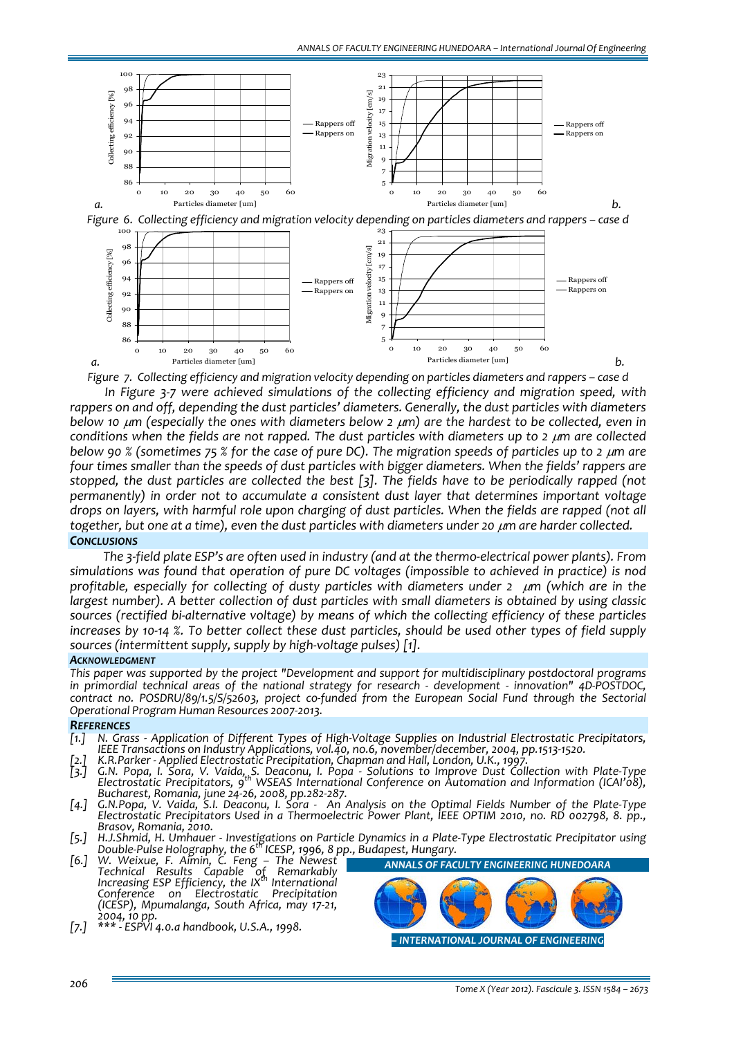100
98
96
94
92
90
88
86
Collecting efficiency [%]
0 10 20 30 40 50 60
Particles diameter [um]
— Rappers off
— Rappers on

23
21
19
17
15
13
11
9
7
5
Migration velocity [cm/s]
0 10 20 30 40 50 60
Particles diameter [um]
— Rappers off
— Rappers on

*a.* *b.*

*Figure 6. Collecting efficiency and migration velocity depending on particles diameters and rappers – case d*

100
98
96
94
92
90
88
86
Collecting efficiency [%]
0 10 20 30 40 50 60
Particles diameter [um]
— Rappers off
— Rappers on

23
21
19
17
15
13
11
9
7
5
Migration velocity [cm/s]
0 10 20 30 40 50 60
Particles diameter [um]
— Rappers off
— Rappers on

*a.* *b.*

*Figure 7. Collecting efficiency and migration velocity depending on particles diameters and rappers – case d*

*In Figure 3-7 were achieved simulations of the collecting efficiency and migration speed, with rappers on and off, depending the dust particles' diameters. Generally, the dust particles with diameters below 10 μm (especially the ones with diameters below 2 μm) are the hardest to be collected, even in conditions when the fields are not rapped. The dust particles with diameters up to 2 μm are collected below 90 % (sometimes 75 % for the case of pure DC). The migration speeds of particles up to 2 μm are four times smaller than the speeds of dust particles with bigger diameters. When the fields' rappers are stopped, the dust particles are collected the best [3]. The fields have to be periodically rapped (not permanently) in order not to accumulate a consistent dust layer that determines important voltage drops on layers, with harmful role upon charging of dust particles. When the fields are rapped (not all together, but one at a time), even the dust particles with diameters under 20 μm are harder collected.*

## CONCLUSIONS

*The 3-field plate ESP's are often used in industry (and at the thermo-electrical power plants). From simulations was found that operation of pure DC voltages (impossible to achieved in practice) is nod profitable, especially for collecting of dusty particles with diameters under 2 μm (which are in the largest number). A better collection of dust particles with small diameters is obtained by using classic sources (rectified bi-alternative voltage) by means of which the collecting efficiency of these particles increases by 10-14 %. To better collect these dust particles, should be used other types of field supply sources (intermittent supply, supply by high-voltage pulses) [1].*

## ACKNOWLEDGMENT

*This paper was supported by the project "Development and support for multidisciplinary postdoctoral programs in primordial technical areas of the national strategy for research - development - innovation" 4D-POSTDOC, contract no. POSDRU/89/1.5/S/52603, project co-funded from the European Social Fund through the Sectorial Operational Program Human Resources 2007-2013.*

## REFERENCES

[1.] N. Grass - Application of Different Types of High-Voltage Supplies on Industrial Electrostatic Precipitators, IEEE Transactions on Industry Applications, vol.40, no.6, november/december, 2004, pp.1513-1520.
[2.] K.R.Parker - Applied Electrostatic Precipitation, Chapman and Hall, London, U.K., 1997.
[3.] G.N. Popa, I. Sora, V. Vaida, S. Deaconu, I. Popa - Solutions to Improve Dust Collection with Plate-Type Electrostatic Precipitators, 9th WSEAS International Conference on Automation and Information (ICAI'08), Bucharest, Romania, june 24-26, 2008, pp.282-287.
[4.] G.N.Popa, V. Vaida, S.I. Deaconu, I. Sora - An Analysis on the Optimal Fields Number of the Plate-Type Electrostatic Precipitators Used in a Thermoelectric Power Plant, IEEE OPTIM 2010, no. RD 002798, 8. pp., Brasov, Romania, 2010.
[5.] H.J.Shmid, H. Umhauer - Investigations on Particle Dynamics in a Plate-Type Electrostatic Precipitator using Double-Pulse Holography, the 6th ICESP, 1996, 8 pp., Budapest, Hungary.
[6.] W. Weixue, F. Aimin, C. Feng – The Newest Technical Results Capable of Remarkably Increasing ESP Efficiency, the IXth International Conference on Electrostatic Precipitation (ICESP), Mpumalanga, South Africa, may 17-21, 2004, 10 pp.
[7.] *** - ESPVI 4.0.a handbook, U.S.A., 1998.